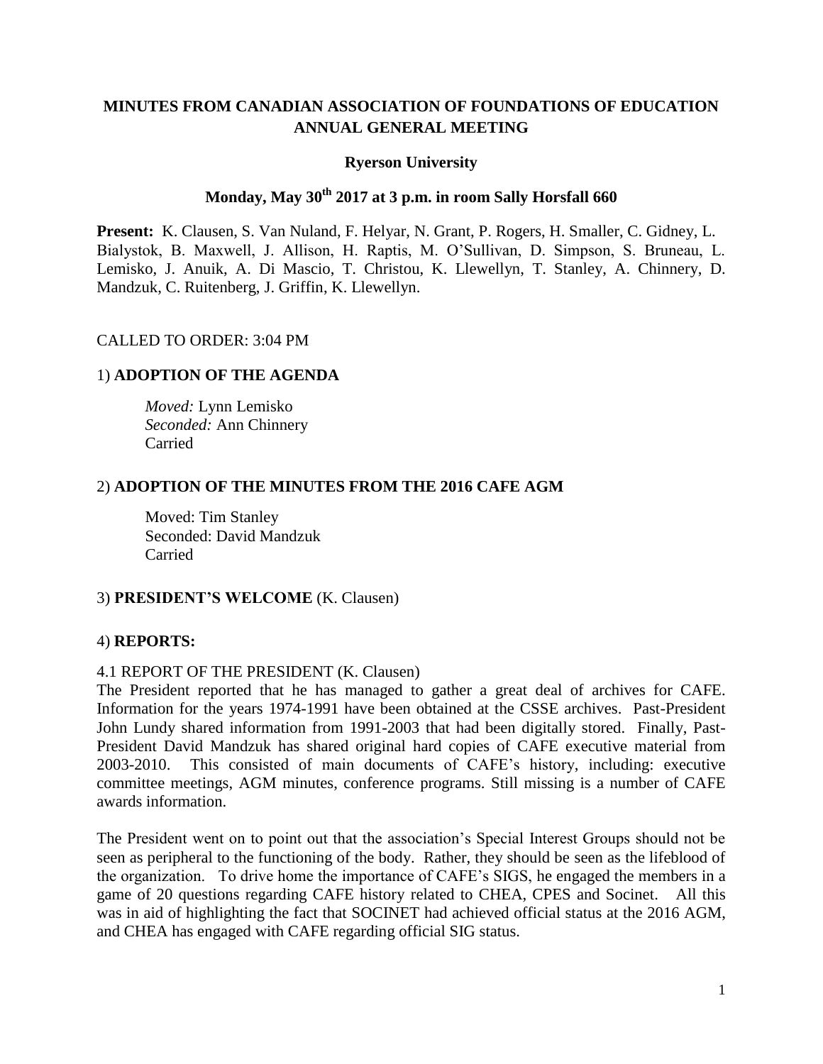**MINUTES FROM CANADIAN ASSOCIATION OF FOUNDATIONS OF EDUCATION ANNUAL GENERAL MEETING**

**Ryerson University**

**Monday, May 30th 2017 at 3 p.m. in room Sally Horsfall 660**

**Present:** K. Clausen, S. Van Nuland, F. Helyar, N. Grant, P. Rogers, H. Smaller, C. Gidney, L. Bialystok, B. Maxwell, J. Allison, H. Raptis, M. O'Sullivan, D. Simpson, S. Bruneau, L. Lemisko, J. Anuik, A. Di Mascio, T. Christou, K. Llewellyn, T. Stanley, A. Chinnery, D. Mandzuk, C. Ruitenberg, J. Griffin, K. Llewellyn.

CALLED TO ORDER: 3:04 PM

1) **ADOPTION OF THE AGENDA**

*Moved:* Lynn Lemisko
*Seconded:* Ann Chinnery
Carried

2) **ADOPTION OF THE MINUTES FROM THE 2016 CAFE AGM**

Moved: Tim Stanley
Seconded: David Mandzuk
Carried

3) **PRESIDENT'S WELCOME** (K. Clausen)

4) **REPORTS:**

4.1 REPORT OF THE PRESIDENT (K. Clausen)

The President reported that he has managed to gather a great deal of archives for CAFE. Information for the years 1974-1991 have been obtained at the CSSE archives. Past-President John Lundy shared information from 1991-2003 that had been digitally stored. Finally, Past-President David Mandzuk has shared original hard copies of CAFE executive material from 2003-2010. This consisted of main documents of CAFE's history, including: executive committee meetings, AGM minutes, conference programs. Still missing is a number of CAFE awards information.

The President went on to point out that the association's Special Interest Groups should not be seen as peripheral to the functioning of the body. Rather, they should be seen as the lifeblood of the organization. To drive home the importance of CAFE's SIGS, he engaged the members in a game of 20 questions regarding CAFE history related to CHEA, CPES and Socinet. All this was in aid of highlighting the fact that SOCINET had achieved official status at the 2016 AGM, and CHEA has engaged with CAFE regarding official SIG status.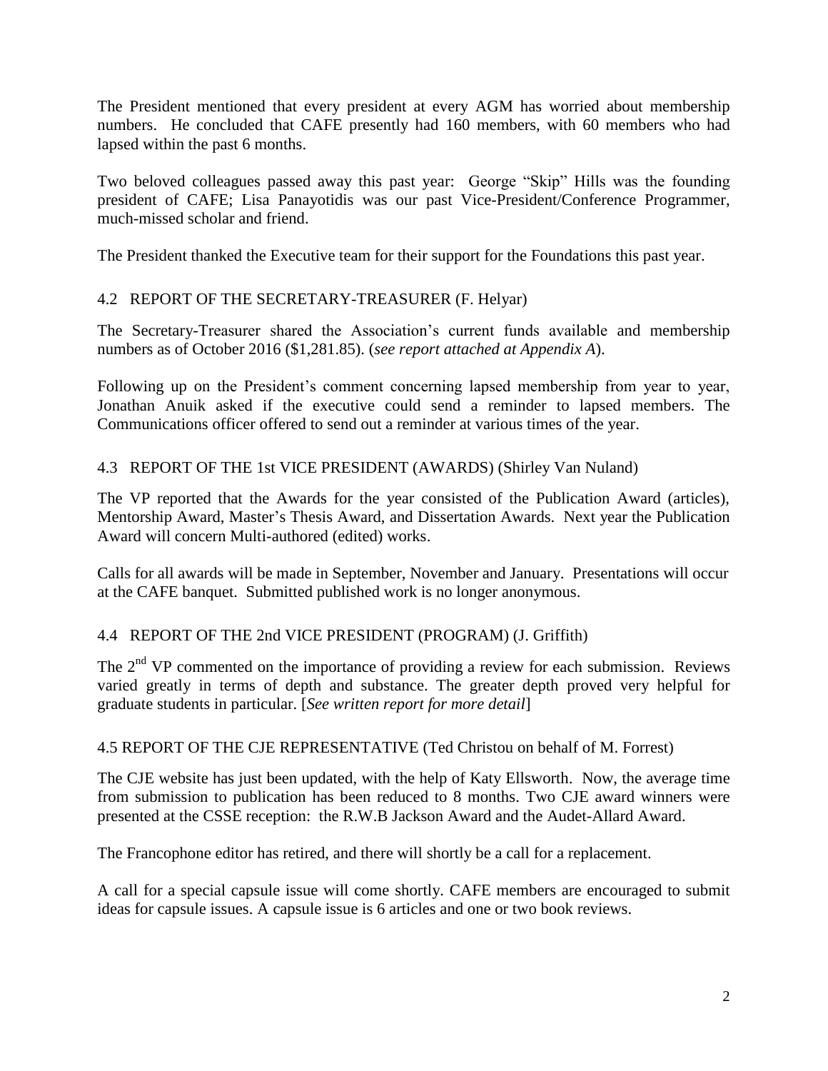The President mentioned that every president at every AGM has worried about membership numbers. He concluded that CAFE presently had 160 members, with 60 members who had lapsed within the past 6 months.

Two beloved colleagues passed away this past year: George "Skip" Hills was the founding president of CAFE; Lisa Panayotidis was our past Vice-President/Conference Programmer, much-missed scholar and friend.

The President thanked the Executive team for their support for the Foundations this past year.

### 4.2 REPORT OF THE SECRETARY-TREASURER (F. Helyar)

The Secretary-Treasurer shared the Association's current funds available and membership numbers as of October 2016 ($1,281.85). (*see report attached at Appendix A*).

Following up on the President's comment concerning lapsed membership from year to year, Jonathan Anuik asked if the executive could send a reminder to lapsed members. The Communications officer offered to send out a reminder at various times of the year.

### 4.3 REPORT OF THE 1st VICE PRESIDENT (AWARDS) (Shirley Van Nuland)

The VP reported that the Awards for the year consisted of the Publication Award (articles), Mentorship Award, Master's Thesis Award, and Dissertation Awards. Next year the Publication Award will concern Multi-authored (edited) works.

Calls for all awards will be made in September, November and January. Presentations will occur at the CAFE banquet. Submitted published work is no longer anonymous.

### 4.4 REPORT OF THE 2nd VICE PRESIDENT (PROGRAM) (J. Griffith)

The 2nd VP commented on the importance of providing a review for each submission. Reviews varied greatly in terms of depth and substance. The greater depth proved very helpful for graduate students in particular. [*See written report for more detail*]

### 4.5 REPORT OF THE CJE REPRESENTATIVE (Ted Christou on behalf of M. Forrest)

The CJE website has just been updated, with the help of Katy Ellsworth. Now, the average time from submission to publication has been reduced to 8 months. Two CJE award winners were presented at the CSSE reception: the R.W.B Jackson Award and the Audet-Allard Award.

The Francophone editor has retired, and there will shortly be a call for a replacement.

A call for a special capsule issue will come shortly. CAFE members are encouraged to submit ideas for capsule issues. A capsule issue is 6 articles and one or two book reviews.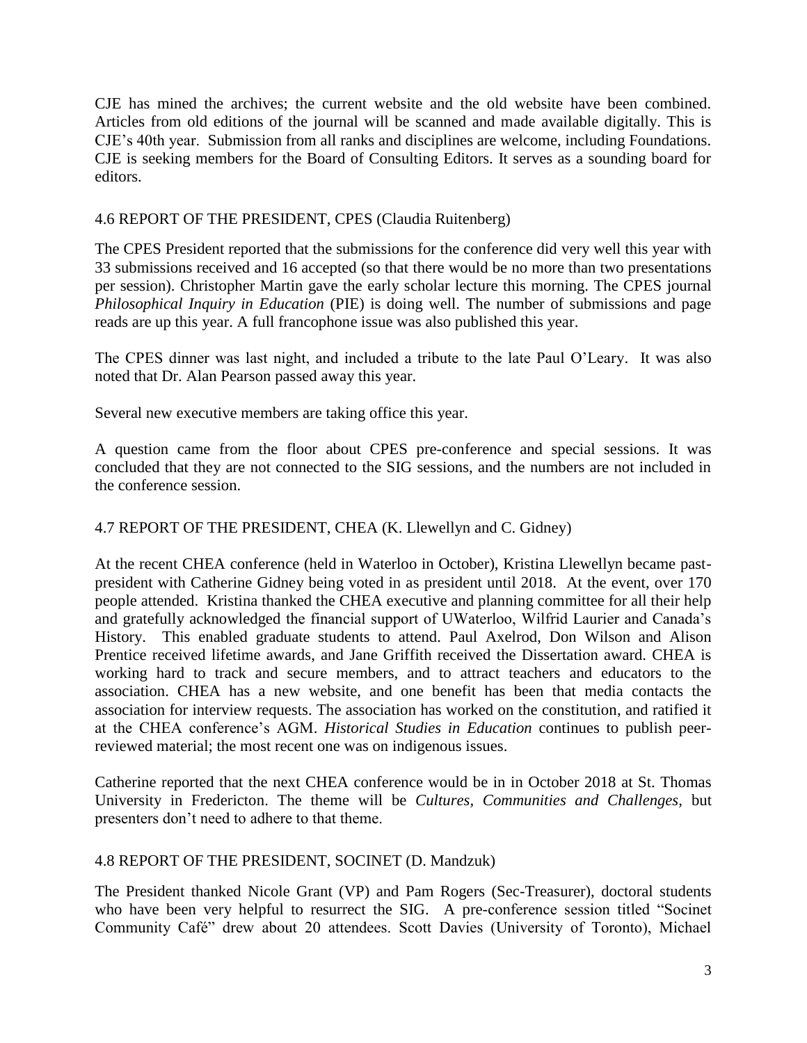CJE has mined the archives; the current website and the old website have been combined. Articles from old editions of the journal will be scanned and made available digitally. This is CJE's 40th year. Submission from all ranks and disciplines are welcome, including Foundations. CJE is seeking members for the Board of Consulting Editors. It serves as a sounding board for editors.

### 4.6 REPORT OF THE PRESIDENT, CPES (Claudia Ruitenberg)

The CPES President reported that the submissions for the conference did very well this year with 33 submissions received and 16 accepted (so that there would be no more than two presentations per session). Christopher Martin gave the early scholar lecture this morning. The CPES journal *Philosophical Inquiry in Education* (PIE) is doing well. The number of submissions and page reads are up this year. A full francophone issue was also published this year.

The CPES dinner was last night, and included a tribute to the late Paul O'Leary. It was also noted that Dr. Alan Pearson passed away this year.

Several new executive members are taking office this year.

A question came from the floor about CPES pre-conference and special sessions. It was concluded that they are not connected to the SIG sessions, and the numbers are not included in the conference session.

### 4.7 REPORT OF THE PRESIDENT, CHEA (K. Llewellyn and C. Gidney)

At the recent CHEA conference (held in Waterloo in October), Kristina Llewellyn became past-president with Catherine Gidney being voted in as president until 2018. At the event, over 170 people attended. Kristina thanked the CHEA executive and planning committee for all their help and gratefully acknowledged the financial support of UWaterloo, Wilfrid Laurier and Canada's History. This enabled graduate students to attend. Paul Axelrod, Don Wilson and Alison Prentice received lifetime awards, and Jane Griffith received the Dissertation award. CHEA is working hard to track and secure members, and to attract teachers and educators to the association. CHEA has a new website, and one benefit has been that media contacts the association for interview requests. The association has worked on the constitution, and ratified it at the CHEA conference's AGM. *Historical Studies in Education* continues to publish peer-reviewed material; the most recent one was on indigenous issues.

Catherine reported that the next CHEA conference would be in in October 2018 at St. Thomas University in Fredericton. The theme will be *Cultures, Communities and Challenges*, but presenters don't need to adhere to that theme.

### 4.8 REPORT OF THE PRESIDENT, SOCINET (D. Mandzuk)

The President thanked Nicole Grant (VP) and Pam Rogers (Sec-Treasurer), doctoral students who have been very helpful to resurrect the SIG. A pre-conference session titled "Socinet Community Café" drew about 20 attendees. Scott Davies (University of Toronto), Michael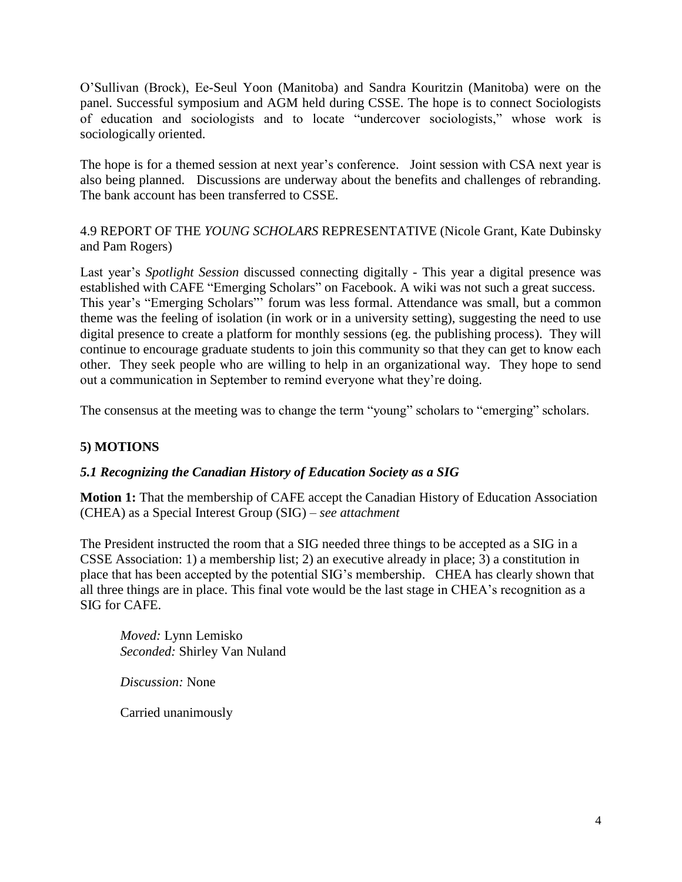O'Sullivan (Brock), Ee-Seul Yoon (Manitoba) and Sandra Kouritzin (Manitoba) were on the panel. Successful symposium and AGM held during CSSE. The hope is to connect Sociologists of education and sociologists and to locate "undercover sociologists," whose work is sociologically oriented.

The hope is for a themed session at next year's conference. Joint session with CSA next year is also being planned. Discussions are underway about the benefits and challenges of rebranding. The bank account has been transferred to CSSE.

4.9 REPORT OF THE *YOUNG SCHOLARS* REPRESENTATIVE (Nicole Grant, Kate Dubinsky and Pam Rogers)

Last year's *Spotlight Session* discussed connecting digitally - This year a digital presence was established with CAFE "Emerging Scholars" on Facebook. A wiki was not such a great success. This year's "Emerging Scholars"' forum was less formal. Attendance was small, but a common theme was the feeling of isolation (in work or in a university setting), suggesting the need to use digital presence to create a platform for monthly sessions (eg. the publishing process). They will continue to encourage graduate students to join this community so that they can get to know each other. They seek people who are willing to help in an organizational way. They hope to send out a communication in September to remind everyone what they're doing.

The consensus at the meeting was to change the term "young" scholars to "emerging" scholars.

## 5) MOTIONS

### *5.1 Recognizing the Canadian History of Education Society as a SIG*

**Motion 1:** That the membership of CAFE accept the Canadian History of Education Association (CHEA) as a Special Interest Group (SIG) – *see attachment*

The President instructed the room that a SIG needed three things to be accepted as a SIG in a CSSE Association: 1) a membership list; 2) an executive already in place; 3) a constitution in place that has been accepted by the potential SIG's membership. CHEA has clearly shown that all three things are in place. This final vote would be the last stage in CHEA's recognition as a SIG for CAFE.

*Moved:* Lynn Lemisko
*Seconded:* Shirley Van Nuland

*Discussion:* None

Carried unanimously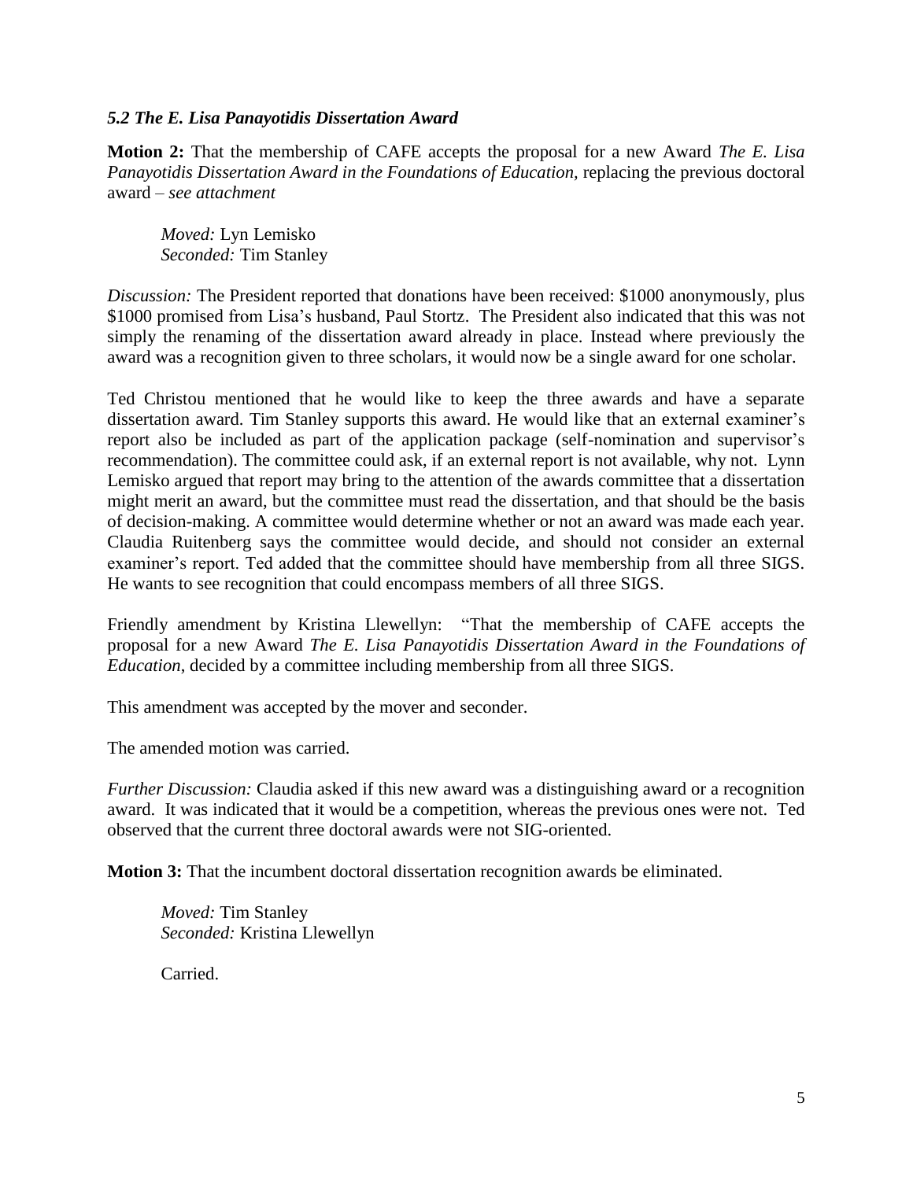### *5.2 The E. Lisa Panayotidis Dissertation Award*

**Motion 2:** That the membership of CAFE accepts the proposal for a new Award *The E. Lisa Panayotidis Dissertation Award in the Foundations of Education,* replacing the previous doctoral award – *see attachment*

> *Moved:* Lyn Lemisko
> *Seconded:* Tim Stanley

*Discussion:* The President reported that donations have been received: $1000 anonymously, plus $1000 promised from Lisa's husband, Paul Stortz. The President also indicated that this was not simply the renaming of the dissertation award already in place. Instead where previously the award was a recognition given to three scholars, it would now be a single award for one scholar.

Ted Christou mentioned that he would like to keep the three awards and have a separate dissertation award. Tim Stanley supports this award. He would like that an external examiner's report also be included as part of the application package (self-nomination and supervisor's recommendation). The committee could ask, if an external report is not available, why not. Lynn Lemisko argued that report may bring to the attention of the awards committee that a dissertation might merit an award, but the committee must read the dissertation, and that should be the basis of decision-making. A committee would determine whether or not an award was made each year. Claudia Ruitenberg says the committee would decide, and should not consider an external examiner's report. Ted added that the committee should have membership from all three SIGS. He wants to see recognition that could encompass members of all three SIGS.

Friendly amendment by Kristina Llewellyn: "That the membership of CAFE accepts the proposal for a new Award *The E. Lisa Panayotidis Dissertation Award in the Foundations of Education*, decided by a committee including membership from all three SIGS.

This amendment was accepted by the mover and seconder.

The amended motion was carried.

*Further Discussion:* Claudia asked if this new award was a distinguishing award or a recognition award. It was indicated that it would be a competition, whereas the previous ones were not. Ted observed that the current three doctoral awards were not SIG-oriented.

**Motion 3:** That the incumbent doctoral dissertation recognition awards be eliminated.

> *Moved:* Tim Stanley
> *Seconded:* Kristina Llewellyn
>
> Carried.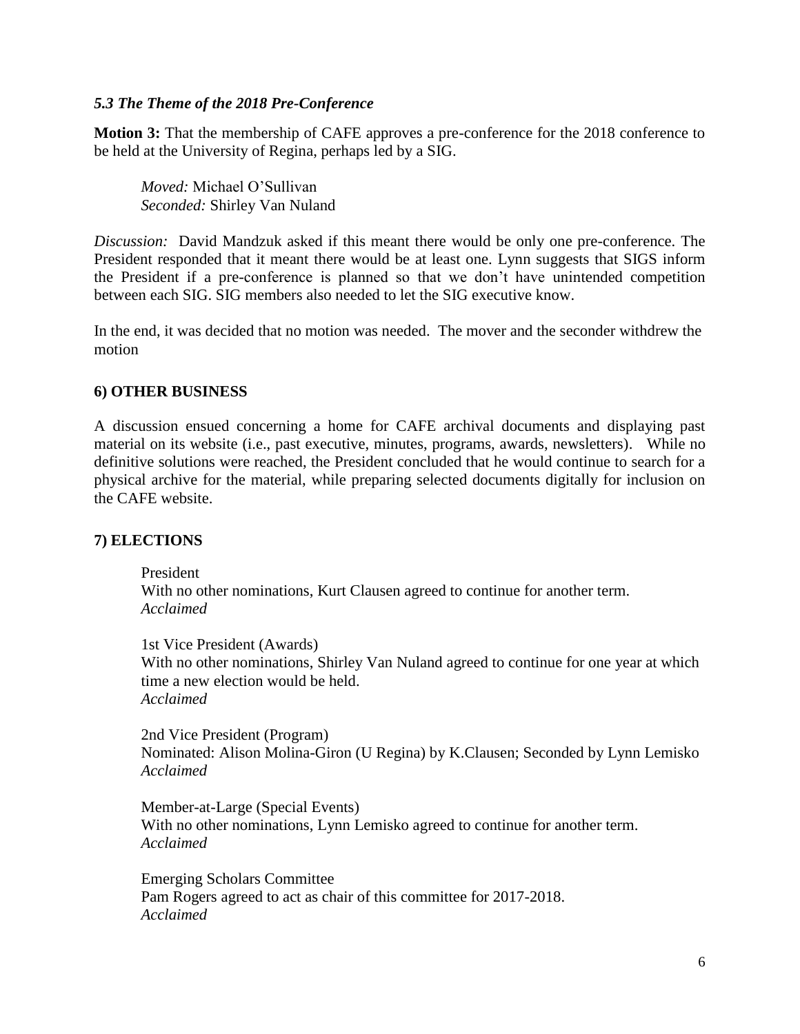### *5.3 The Theme of the 2018 Pre-Conference*

**Motion 3:** That the membership of CAFE approves a pre-conference for the 2018 conference to be held at the University of Regina, perhaps led by a SIG.

> *Moved:* Michael O'Sullivan
> *Seconded:* Shirley Van Nuland

*Discussion:* David Mandzuk asked if this meant there would be only one pre-conference. The President responded that it meant there would be at least one. Lynn suggests that SIGS inform the President if a pre-conference is planned so that we don't have unintended competition between each SIG. SIG members also needed to let the SIG executive know.

In the end, it was decided that no motion was needed. The mover and the seconder withdrew the motion

## 6) OTHER BUSINESS

A discussion ensued concerning a home for CAFE archival documents and displaying past material on its website (i.e., past executive, minutes, programs, awards, newsletters). While no definitive solutions were reached, the President concluded that he would continue to search for a physical archive for the material, while preparing selected documents digitally for inclusion on the CAFE website.

## 7) ELECTIONS

President
With no other nominations, Kurt Clausen agreed to continue for another term.
*Acclaimed*

1st Vice President (Awards)
With no other nominations, Shirley Van Nuland agreed to continue for one year at which time a new election would be held.
*Acclaimed*

2nd Vice President (Program)
Nominated: Alison Molina-Giron (U Regina) by K.Clausen; Seconded by Lynn Lemisko
*Acclaimed*

Member-at-Large (Special Events)
With no other nominations, Lynn Lemisko agreed to continue for another term.
*Acclaimed*

Emerging Scholars Committee
Pam Rogers agreed to act as chair of this committee for 2017-2018.
*Acclaimed*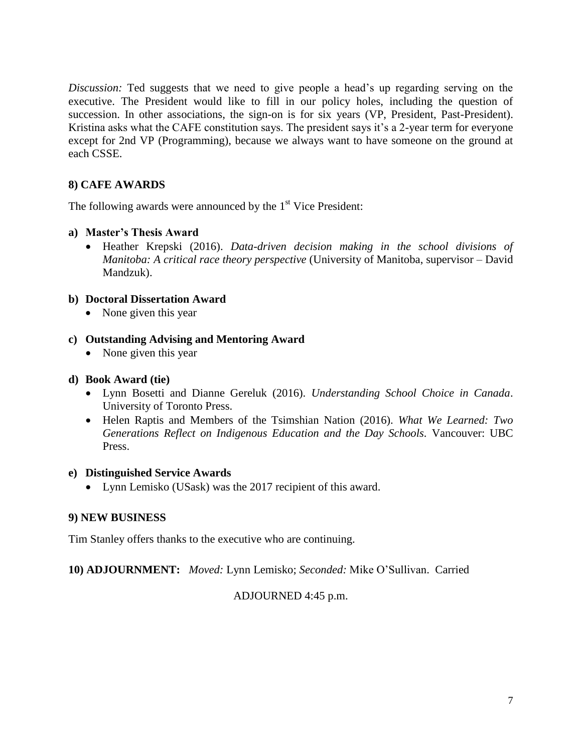*Discussion:* Ted suggests that we need to give people a head's up regarding serving on the executive. The President would like to fill in our policy holes, including the question of succession. In other associations, the sign-on is for six years (VP, President, Past-President). Kristina asks what the CAFE constitution says. The president says it's a 2-year term for everyone except for 2nd VP (Programming), because we always want to have someone on the ground at each CSSE.

## 8) CAFE AWARDS

The following awards were announced by the 1st Vice President:

**a) Master's Thesis Award**

- Heather Krepski (2016). *Data-driven decision making in the school divisions of Manitoba: A critical race theory perspective* (University of Manitoba, supervisor – David Mandzuk).

**b) Doctoral Dissertation Award**

- None given this year

**c) Outstanding Advising and Mentoring Award**

- None given this year

**d) Book Award (tie)**

- Lynn Bosetti and Dianne Gereluk (2016). *Understanding School Choice in Canada*. University of Toronto Press.
- Helen Raptis and Members of the Tsimshian Nation (2016). *What We Learned: Two Generations Reflect on Indigenous Education and the Day Schools*. Vancouver: UBC Press.

**e) Distinguished Service Awards**

- Lynn Lemisko (USask) was the 2017 recipient of this award.

## 9) NEW BUSINESS

Tim Stanley offers thanks to the executive who are continuing.

**10) ADJOURNMENT:** *Moved:* Lynn Lemisko; *Seconded:* Mike O'Sullivan. Carried

ADJOURNED 4:45 p.m.